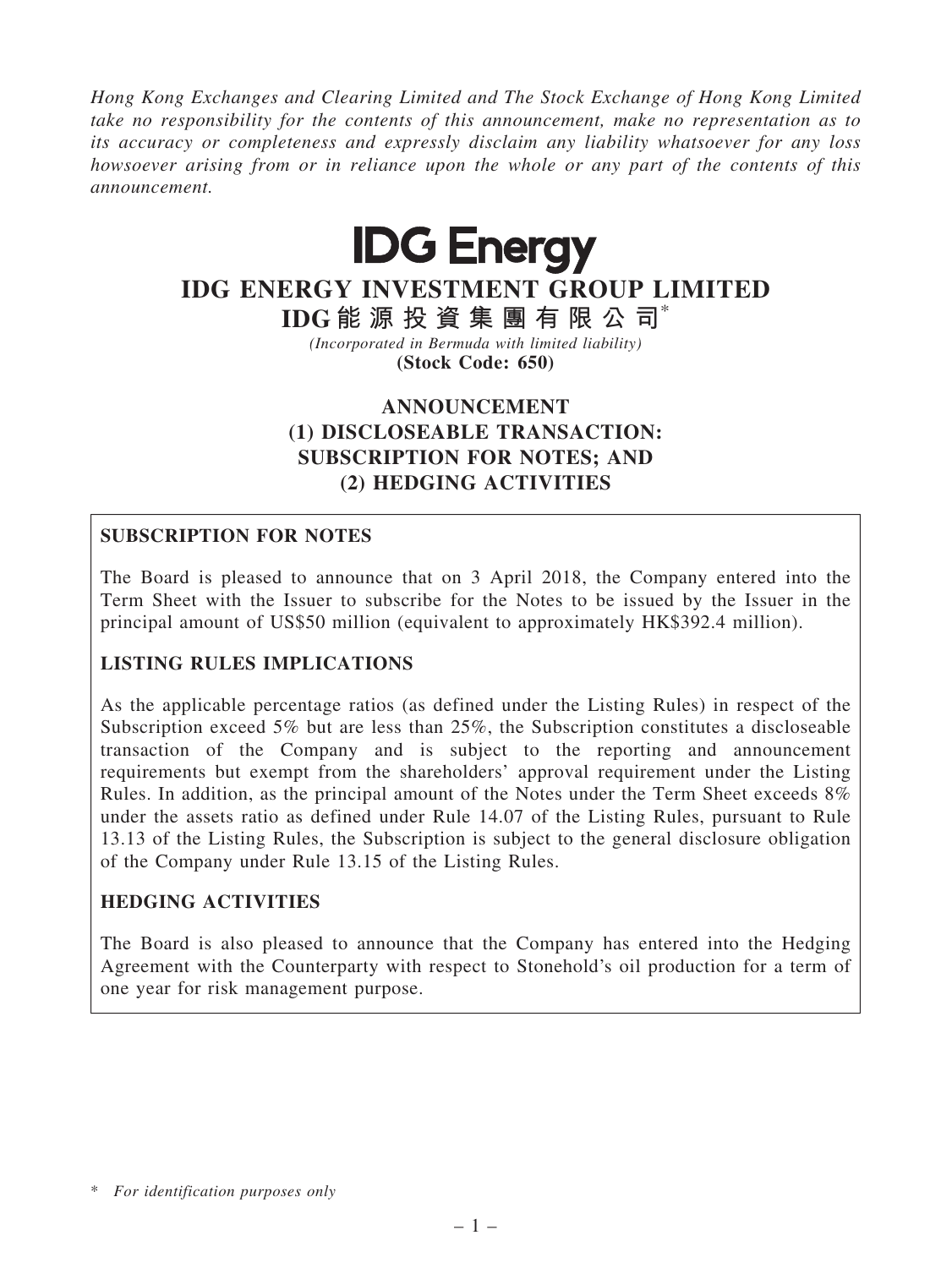*Hong Kong Exchanges and Clearing Limited and The Stock Exchange of Hong Kong Limited take no responsibility for the contents of this announcement, make no representation as to its accuracy or completeness and expressly disclaim any liability whatsoever for any loss howsoever arising from or in reliance upon the whole or any part of the contents of this announcement.*

**IDG Energy**

# IDG ENERGY INVESTMENT GROUP LIMITED

# IDG能源投資集團有限公司*

*(Incorporated in Bermuda with limited liability)*

**(Stock Code: 650)**

## ANNOUNCEMENT
## (1) DISCLOSEABLE TRANSACTION: SUBSCRIPTION FOR NOTES; AND
## (2) HEDGING ACTIVITIES

### SUBSCRIPTION FOR NOTES

The Board is pleased to announce that on 3 April 2018, the Company entered into the Term Sheet with the Issuer to subscribe for the Notes to be issued by the Issuer in the principal amount of US$50 million (equivalent to approximately HK$392.4 million).

### LISTING RULES IMPLICATIONS

As the applicable percentage ratios (as defined under the Listing Rules) in respect of the Subscription exceed 5% but are less than 25%, the Subscription constitutes a discloseable transaction of the Company and is subject to the reporting and announcement requirements but exempt from the shareholders' approval requirement under the Listing Rules. In addition, as the principal amount of the Notes under the Term Sheet exceeds 8% under the assets ratio as defined under Rule 14.07 of the Listing Rules, pursuant to Rule 13.13 of the Listing Rules, the Subscription is subject to the general disclosure obligation of the Company under Rule 13.15 of the Listing Rules.

### HEDGING ACTIVITIES

The Board is also pleased to announce that the Company has entered into the Hedging Agreement with the Counterparty with respect to Stonehold's oil production for a term of one year for risk management purpose.

\* *For identification purposes only*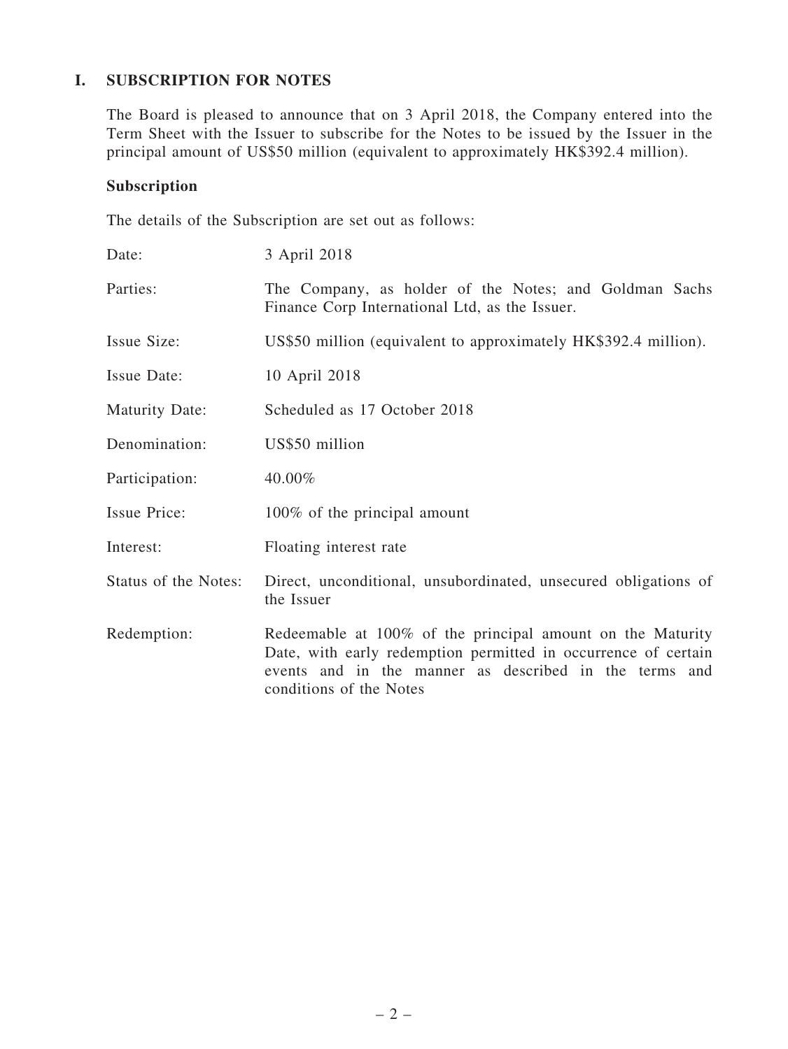## I. SUBSCRIPTION FOR NOTES

The Board is pleased to announce that on 3 April 2018, the Company entered into the Term Sheet with the Issuer to subscribe for the Notes to be issued by the Issuer in the principal amount of US$50 million (equivalent to approximately HK$392.4 million).

### Subscription

The details of the Subscription are set out as follows:

| | |
|---|---|
| Date: | 3 April 2018 |
| Parties: | The Company, as holder of the Notes; and Goldman Sachs Finance Corp International Ltd, as the Issuer. |
| Issue Size: | US$50 million (equivalent to approximately HK$392.4 million). |
| Issue Date: | 10 April 2018 |
| Maturity Date: | Scheduled as 17 October 2018 |
| Denomination: | US$50 million |
| Participation: | 40.00% |
| Issue Price: | 100% of the principal amount |
| Interest: | Floating interest rate |
| Status of the Notes: | Direct, unconditional, unsubordinated, unsecured obligations of the Issuer |
| Redemption: | Redeemable at 100% of the principal amount on the Maturity Date, with early redemption permitted in occurrence of certain events and in the manner as described in the terms and conditions of the Notes |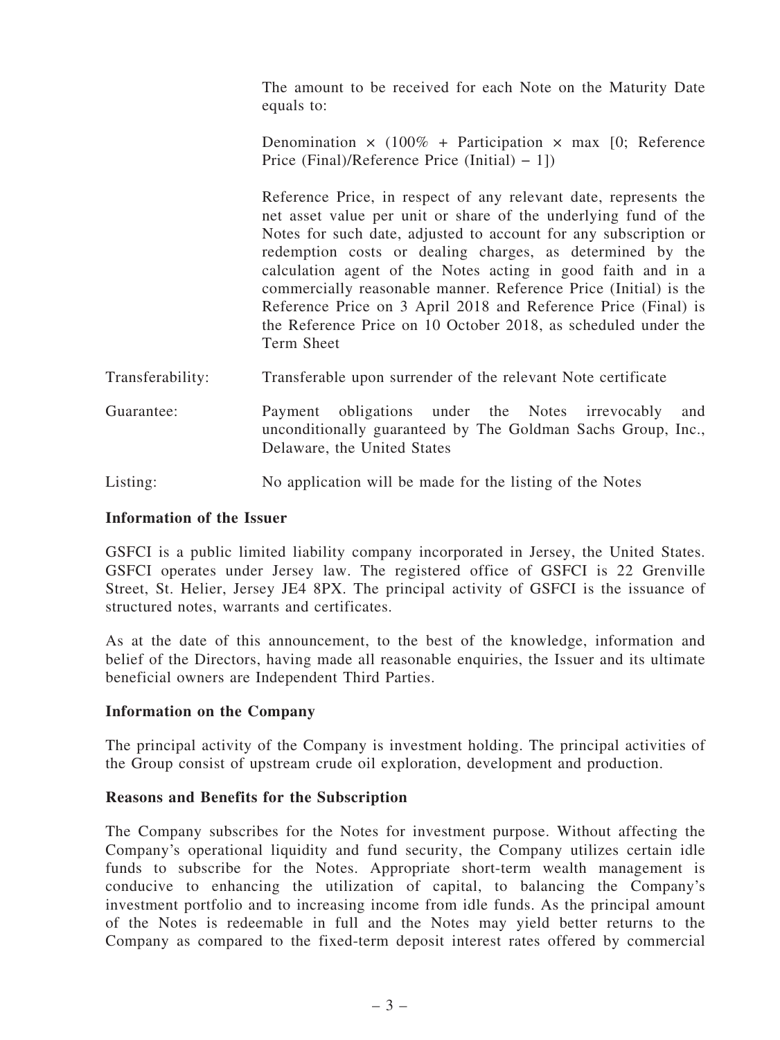| | |
|---|---|
| | The amount to be received for each Note on the Maturity Date equals to:<br><br>Denomination × (100% + Participation × max [0; Reference Price (Final)/Reference Price (Initial) − 1])<br><br>Reference Price, in respect of any relevant date, represents the net asset value per unit or share of the underlying fund of the Notes for such date, adjusted to account for any subscription or redemption costs or dealing charges, as determined by the calculation agent of the Notes acting in good faith and in a commercially reasonable manner. Reference Price (Initial) is the Reference Price on 3 April 2018 and Reference Price (Final) is the Reference Price on 10 October 2018, as scheduled under the Term Sheet |
| Transferability: | Transferable upon surrender of the relevant Note certificate |
| Guarantee: | Payment obligations under the Notes irrevocably and unconditionally guaranteed by The Goldman Sachs Group, Inc., Delaware, the United States |
| Listing: | No application will be made for the listing of the Notes |

**Information of the Issuer**

GSFCI is a public limited liability company incorporated in Jersey, the United States. GSFCI operates under Jersey law. The registered office of GSFCI is 22 Grenville Street, St. Helier, Jersey JE4 8PX. The principal activity of GSFCI is the issuance of structured notes, warrants and certificates.

As at the date of this announcement, to the best of the knowledge, information and belief of the Directors, having made all reasonable enquiries, the Issuer and its ultimate beneficial owners are Independent Third Parties.

**Information on the Company**

The principal activity of the Company is investment holding. The principal activities of the Group consist of upstream crude oil exploration, development and production.

**Reasons and Benefits for the Subscription**

The Company subscribes for the Notes for investment purpose. Without affecting the Company's operational liquidity and fund security, the Company utilizes certain idle funds to subscribe for the Notes. Appropriate short-term wealth management is conducive to enhancing the utilization of capital, to balancing the Company's investment portfolio and to increasing income from idle funds. As the principal amount of the Notes is redeemable in full and the Notes may yield better returns to the Company as compared to the fixed-term deposit interest rates offered by commercial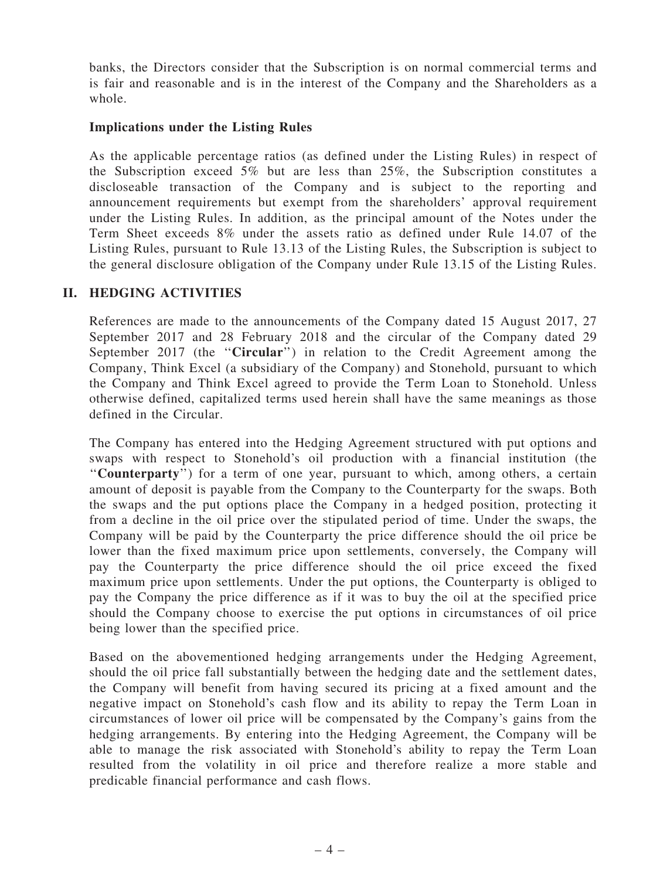banks, the Directors consider that the Subscription is on normal commercial terms and is fair and reasonable and is in the interest of the Company and the Shareholders as a whole.

**Implications under the Listing Rules**

As the applicable percentage ratios (as defined under the Listing Rules) in respect of the Subscription exceed 5% but are less than 25%, the Subscription constitutes a discloseable transaction of the Company and is subject to the reporting and announcement requirements but exempt from the shareholders' approval requirement under the Listing Rules. In addition, as the principal amount of the Notes under the Term Sheet exceeds 8% under the assets ratio as defined under Rule 14.07 of the Listing Rules, pursuant to Rule 13.13 of the Listing Rules, the Subscription is subject to the general disclosure obligation of the Company under Rule 13.15 of the Listing Rules.

## II. HEDGING ACTIVITIES

References are made to the announcements of the Company dated 15 August 2017, 27 September 2017 and 28 February 2018 and the circular of the Company dated 29 September 2017 (the "**Circular**") in relation to the Credit Agreement among the Company, Think Excel (a subsidiary of the Company) and Stonehold, pursuant to which the Company and Think Excel agreed to provide the Term Loan to Stonehold. Unless otherwise defined, capitalized terms used herein shall have the same meanings as those defined in the Circular.

The Company has entered into the Hedging Agreement structured with put options and swaps with respect to Stonehold's oil production with a financial institution (the "**Counterparty**") for a term of one year, pursuant to which, among others, a certain amount of deposit is payable from the Company to the Counterparty for the swaps. Both the swaps and the put options place the Company in a hedged position, protecting it from a decline in the oil price over the stipulated period of time. Under the swaps, the Company will be paid by the Counterparty the price difference should the oil price be lower than the fixed maximum price upon settlements, conversely, the Company will pay the Counterparty the price difference should the oil price exceed the fixed maximum price upon settlements. Under the put options, the Counterparty is obliged to pay the Company the price difference as if it was to buy the oil at the specified price should the Company choose to exercise the put options in circumstances of oil price being lower than the specified price.

Based on the abovementioned hedging arrangements under the Hedging Agreement, should the oil price fall substantially between the hedging date and the settlement dates, the Company will benefit from having secured its pricing at a fixed amount and the negative impact on Stonehold's cash flow and its ability to repay the Term Loan in circumstances of lower oil price will be compensated by the Company's gains from the hedging arrangements. By entering into the Hedging Agreement, the Company will be able to manage the risk associated with Stonehold's ability to repay the Term Loan resulted from the volatility in oil price and therefore realize a more stable and predicable financial performance and cash flows.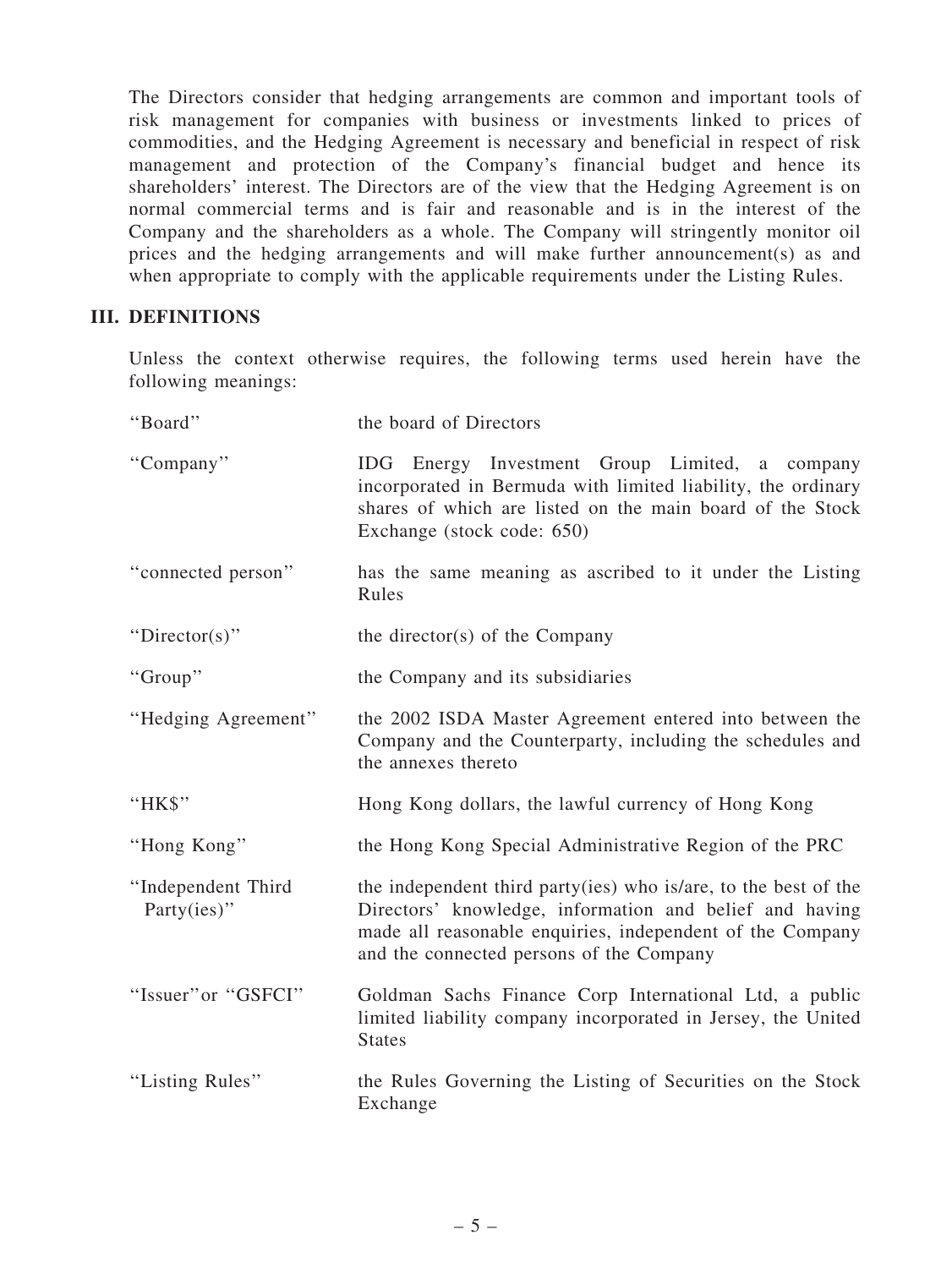The Directors consider that hedging arrangements are common and important tools of risk management for companies with business or investments linked to prices of commodities, and the Hedging Agreement is necessary and beneficial in respect of risk management and protection of the Company's financial budget and hence its shareholders' interest. The Directors are of the view that the Hedging Agreement is on normal commercial terms and is fair and reasonable and is in the interest of the Company and the shareholders as a whole. The Company will stringently monitor oil prices and the hedging arrangements and will make further announcement(s) as and when appropriate to comply with the applicable requirements under the Listing Rules.

## III. DEFINITIONS

Unless the context otherwise requires, the following terms used herein have the following meanings:

| | |
|---|---|
| "Board" | the board of Directors |
| "Company" | IDG Energy Investment Group Limited, a company incorporated in Bermuda with limited liability, the ordinary shares of which are listed on the main board of the Stock Exchange (stock code: 650) |
| "connected person" | has the same meaning as ascribed to it under the Listing Rules |
| "Director(s)" | the director(s) of the Company |
| "Group" | the Company and its subsidiaries |
| "Hedging Agreement" | the 2002 ISDA Master Agreement entered into between the Company and the Counterparty, including the schedules and the annexes thereto |
| "HK$" | Hong Kong dollars, the lawful currency of Hong Kong |
| "Hong Kong" | the Hong Kong Special Administrative Region of the PRC |
| "Independent Third Party(ies)" | the independent third party(ies) who is/are, to the best of the Directors' knowledge, information and belief and having made all reasonable enquiries, independent of the Company and the connected persons of the Company |
| "Issuer" or "GSFCI" | Goldman Sachs Finance Corp International Ltd, a public limited liability company incorporated in Jersey, the United States |
| "Listing Rules" | the Rules Governing the Listing of Securities on the Stock Exchange |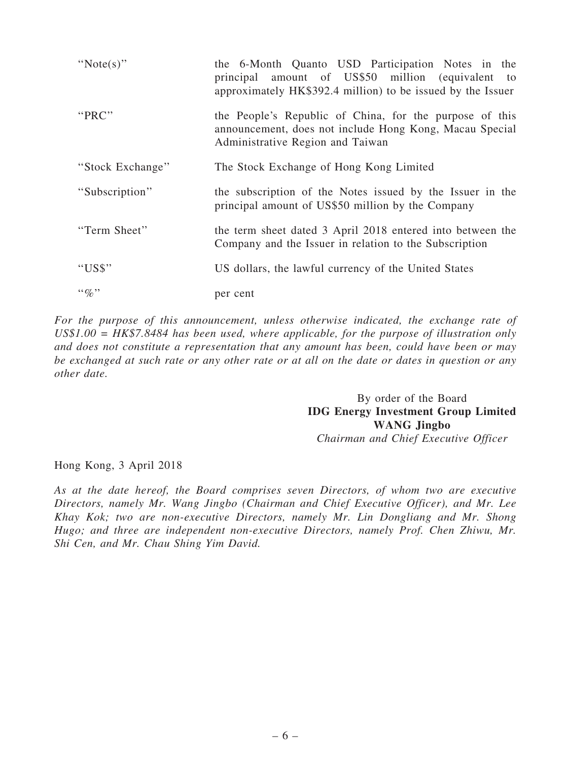| | |
|---|---|
| "Note(s)" | the 6-Month Quanto USD Participation Notes in the principal amount of US$50 million (equivalent to approximately HK$392.4 million) to be issued by the Issuer |
| "PRC" | the People's Republic of China, for the purpose of this announcement, does not include Hong Kong, Macau Special Administrative Region and Taiwan |
| "Stock Exchange" | The Stock Exchange of Hong Kong Limited |
| "Subscription" | the subscription of the Notes issued by the Issuer in the principal amount of US$50 million by the Company |
| "Term Sheet" | the term sheet dated 3 April 2018 entered into between the Company and the Issuer in relation to the Subscription |
| "US$" | US dollars, the lawful currency of the United States |
| "%" | per cent |

*For the purpose of this announcement, unless otherwise indicated, the exchange rate of US$1.00 = HK$7.8484 has been used, where applicable, for the purpose of illustration only and does not constitute a representation that any amount has been, could have been or may be exchanged at such rate or any other rate or at all on the date or dates in question or any other date.*

By order of the Board
**IDG Energy Investment Group Limited**
**WANG Jingbo**
*Chairman and Chief Executive Officer*

Hong Kong, 3 April 2018

*As at the date hereof, the Board comprises seven Directors, of whom two are executive Directors, namely Mr. Wang Jingbo (Chairman and Chief Executive Officer), and Mr. Lee Khay Kok; two are non-executive Directors, namely Mr. Lin Dongliang and Mr. Shong Hugo; and three are independent non-executive Directors, namely Prof. Chen Zhiwu, Mr. Shi Cen, and Mr. Chau Shing Yim David.*